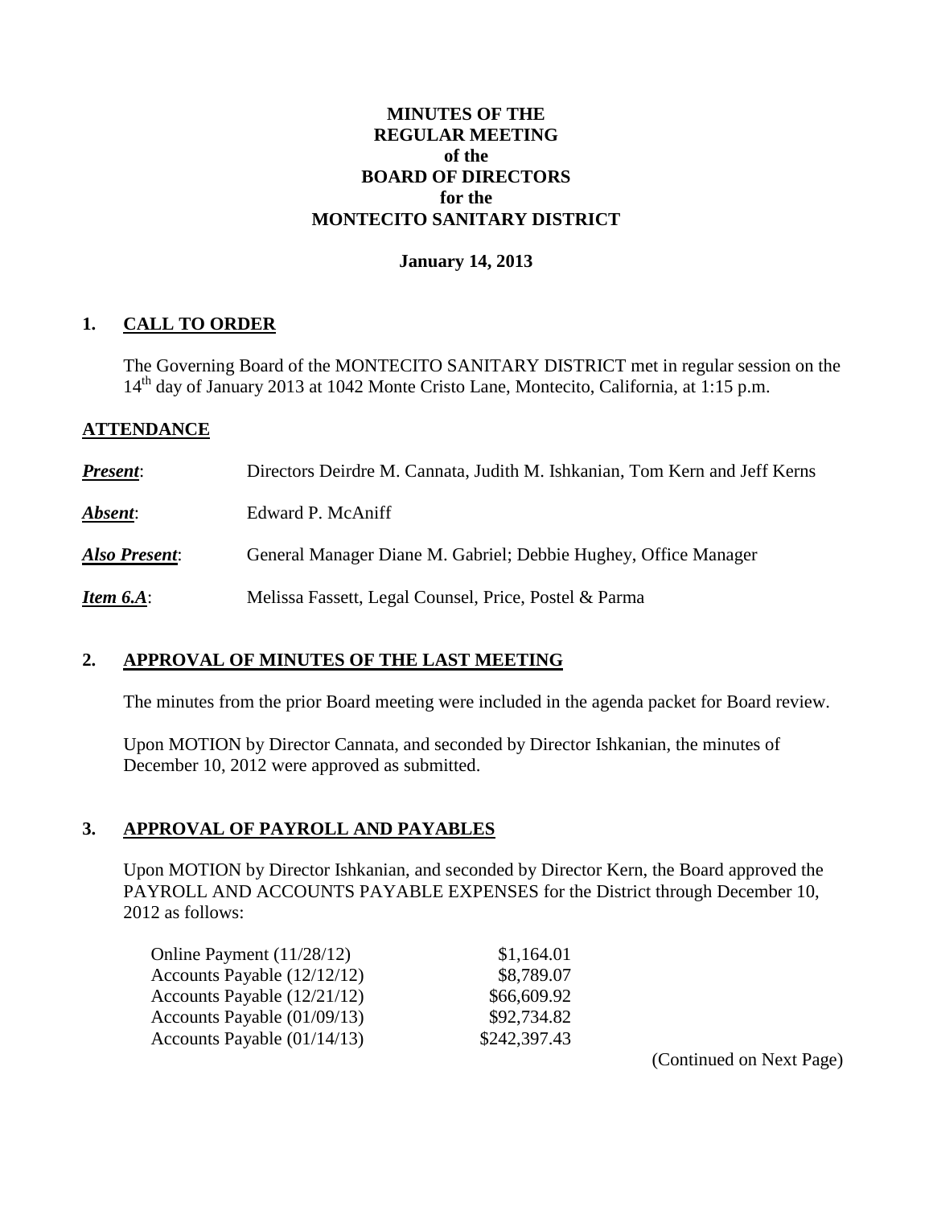**MINUTES OF THE**
**REGULAR MEETING**
**of the**
**BOARD OF DIRECTORS**
**for the**
**MONTECITO SANITARY DISTRICT**

**January 14, 2013**

## 1. CALL TO ORDER

The Governing Board of the MONTECITO SANITARY DISTRICT met in regular session on the 14th day of January 2013 at 1042 Monte Cristo Lane, Montecito, California, at 1:15 p.m.

## ATTENDANCE

***Present***: Directors Deirdre M. Cannata, Judith M. Ishkanian, Tom Kern and Jeff Kerns

***Absent***: Edward P. McAniff

***Also Present***: General Manager Diane M. Gabriel; Debbie Hughey, Office Manager

***Item 6.A***: Melissa Fassett, Legal Counsel, Price, Postel & Parma

## 2. APPROVAL OF MINUTES OF THE LAST MEETING

The minutes from the prior Board meeting were included in the agenda packet for Board review.

Upon MOTION by Director Cannata, and seconded by Director Ishkanian, the minutes of December 10, 2012 were approved as submitted.

## 3. APPROVAL OF PAYROLL AND PAYABLES

Upon MOTION by Director Ishkanian, and seconded by Director Kern, the Board approved the PAYROLL AND ACCOUNTS PAYABLE EXPENSES for the District through December 10, 2012 as follows:

| | |
|---|---:|
| Online Payment (11/28/12) | \$1,164.01 |
| Accounts Payable (12/12/12) | \$8,789.07 |
| Accounts Payable (12/21/12) | \$66,609.92 |
| Accounts Payable (01/09/13) | \$92,734.82 |
| Accounts Payable (01/14/13) | \$242,397.43 |

(Continued on Next Page)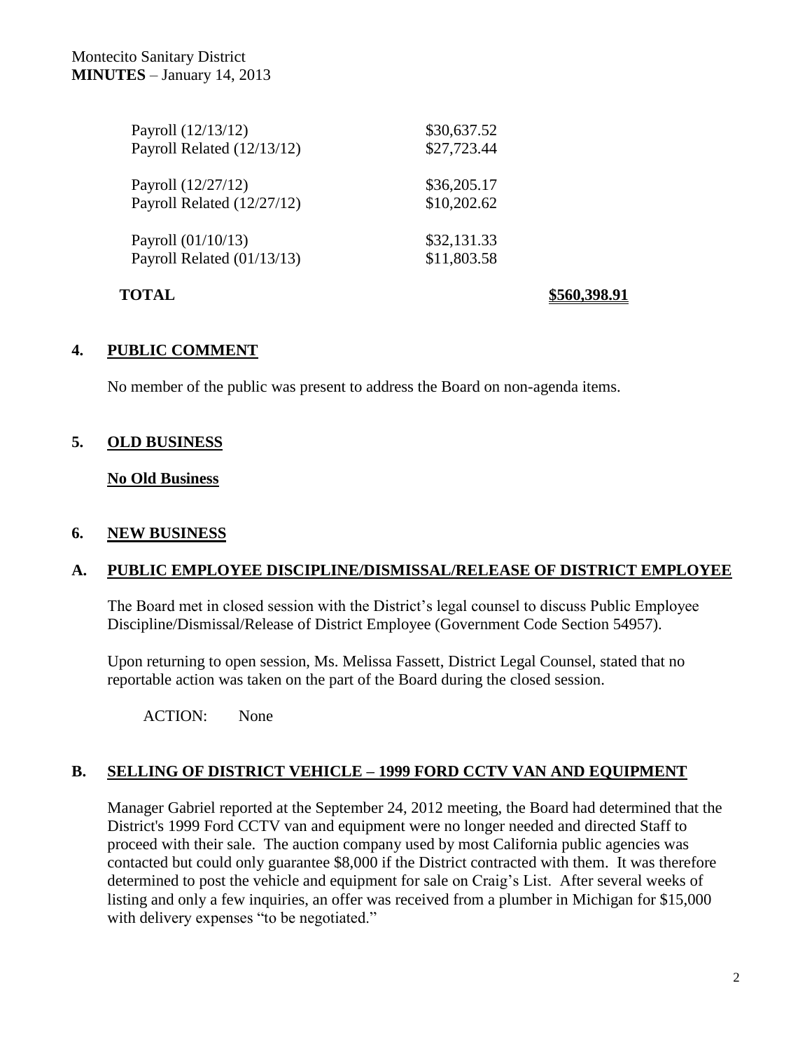| | | |
|---|---|---|
| Payroll (12/13/12) | $30,637.52 | |
| Payroll Related (12/13/12) | $27,723.44 | |
| Payroll (12/27/12) | $36,205.17 | |
| Payroll Related (12/27/12) | $10,202.62 | |
| Payroll (01/10/13) | $32,131.33 | |
| Payroll Related (01/13/13) | $11,803.58 | |
| **TOTAL** | | **$560,398.91** |

## 4. PUBLIC COMMENT

No member of the public was present to address the Board on non-agenda items.

## 5. OLD BUSINESS

**No Old Business**

## 6. NEW BUSINESS

### A. PUBLIC EMPLOYEE DISCIPLINE/DISMISSAL/RELEASE OF DISTRICT EMPLOYEE

The Board met in closed session with the District's legal counsel to discuss Public Employee Discipline/Dismissal/Release of District Employee (Government Code Section 54957).

Upon returning to open session, Ms. Melissa Fassett, District Legal Counsel, stated that no reportable action was taken on the part of the Board during the closed session.

ACTION: None

### B. SELLING OF DISTRICT VEHICLE – 1999 FORD CCTV VAN AND EQUIPMENT

Manager Gabriel reported at the September 24, 2012 meeting, the Board had determined that the District's 1999 Ford CCTV van and equipment were no longer needed and directed Staff to proceed with their sale. The auction company used by most California public agencies was contacted but could only guarantee $8,000 if the District contracted with them. It was therefore determined to post the vehicle and equipment for sale on Craig's List. After several weeks of listing and only a few inquiries, an offer was received from a plumber in Michigan for $15,000 with delivery expenses "to be negotiated."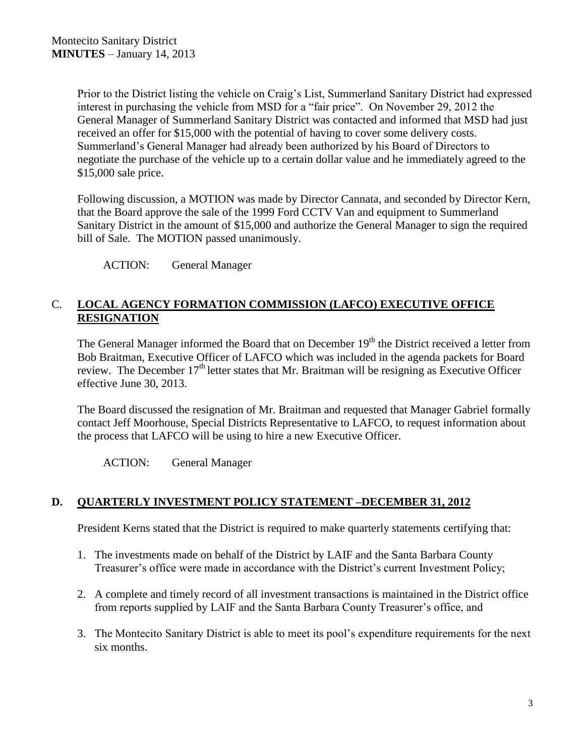Prior to the District listing the vehicle on Craig's List, Summerland Sanitary District had expressed interest in purchasing the vehicle from MSD for a "fair price". On November 29, 2012 the General Manager of Summerland Sanitary District was contacted and informed that MSD had just received an offer for $15,000 with the potential of having to cover some delivery costs. Summerland's General Manager had already been authorized by his Board of Directors to negotiate the purchase of the vehicle up to a certain dollar value and he immediately agreed to the $15,000 sale price.

Following discussion, a MOTION was made by Director Cannata, and seconded by Director Kern, that the Board approve the sale of the 1999 Ford CCTV Van and equipment to Summerland Sanitary District in the amount of $15,000 and authorize the General Manager to sign the required bill of Sale. The MOTION passed unanimously.

ACTION: General Manager

## C. LOCAL AGENCY FORMATION COMMISSION (LAFCO) EXECUTIVE OFFICE RESIGNATION

The General Manager informed the Board that on December 19th the District received a letter from Bob Braitman, Executive Officer of LAFCO which was included in the agenda packets for Board review. The December 17th letter states that Mr. Braitman will be resigning as Executive Officer effective June 30, 2013.

The Board discussed the resignation of Mr. Braitman and requested that Manager Gabriel formally contact Jeff Moorhouse, Special Districts Representative to LAFCO, to request information about the process that LAFCO will be using to hire a new Executive Officer.

ACTION: General Manager

## D. QUARTERLY INVESTMENT POLICY STATEMENT –DECEMBER 31, 2012

President Kerns stated that the District is required to make quarterly statements certifying that:

1. The investments made on behalf of the District by LAIF and the Santa Barbara County Treasurer's office were made in accordance with the District's current Investment Policy;
2. A complete and timely record of all investment transactions is maintained in the District office from reports supplied by LAIF and the Santa Barbara County Treasurer's office, and
3. The Montecito Sanitary District is able to meet its pool's expenditure requirements for the next six months.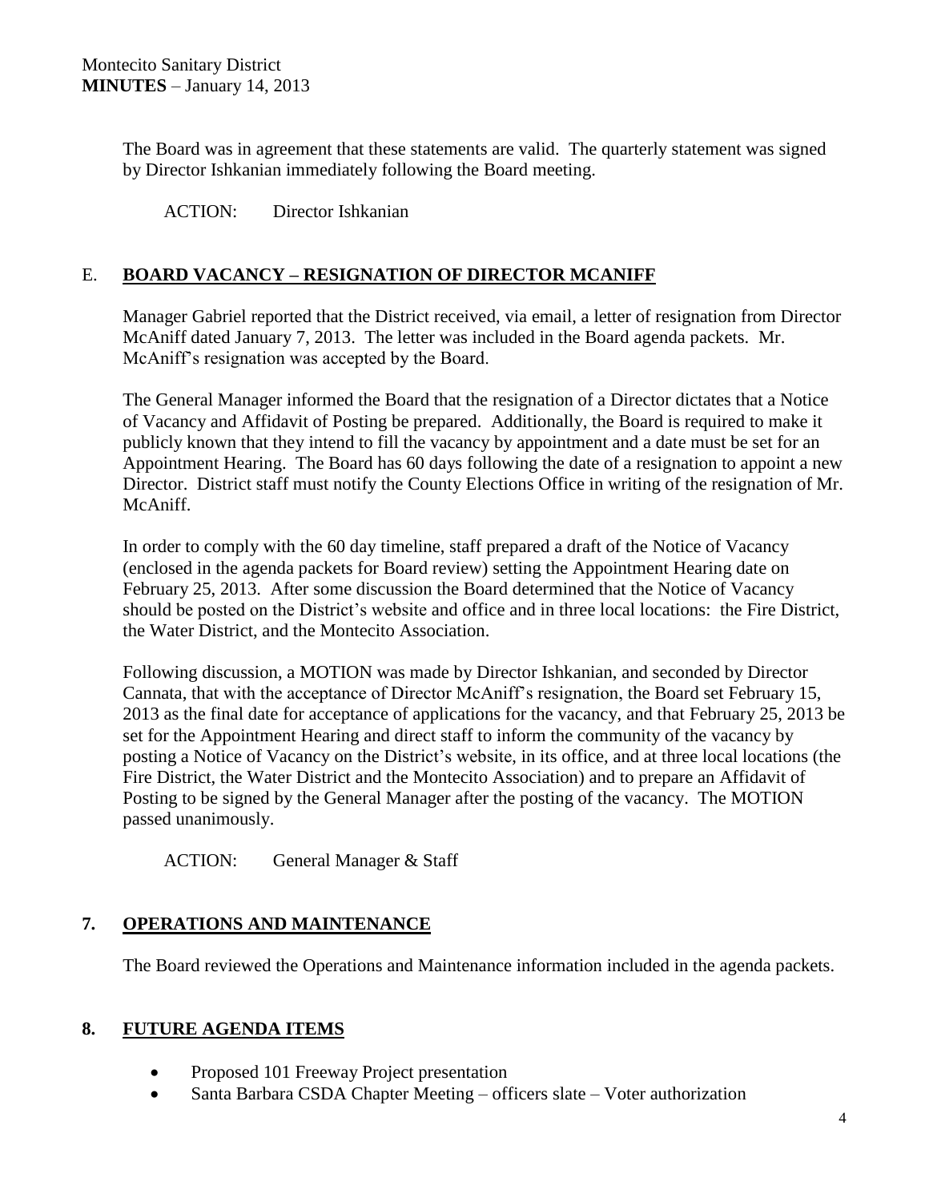The Board was in agreement that these statements are valid. The quarterly statement was signed by Director Ishkanian immediately following the Board meeting.

ACTION: Director Ishkanian

## E. BOARD VACANCY – RESIGNATION OF DIRECTOR MCANIFF

Manager Gabriel reported that the District received, via email, a letter of resignation from Director McAniff dated January 7, 2013. The letter was included in the Board agenda packets. Mr. McAniff's resignation was accepted by the Board.

The General Manager informed the Board that the resignation of a Director dictates that a Notice of Vacancy and Affidavit of Posting be prepared. Additionally, the Board is required to make it publicly known that they intend to fill the vacancy by appointment and a date must be set for an Appointment Hearing. The Board has 60 days following the date of a resignation to appoint a new Director. District staff must notify the County Elections Office in writing of the resignation of Mr. McAniff.

In order to comply with the 60 day timeline, staff prepared a draft of the Notice of Vacancy (enclosed in the agenda packets for Board review) setting the Appointment Hearing date on February 25, 2013. After some discussion the Board determined that the Notice of Vacancy should be posted on the District's website and office and in three local locations: the Fire District, the Water District, and the Montecito Association.

Following discussion, a MOTION was made by Director Ishkanian, and seconded by Director Cannata, that with the acceptance of Director McAniff's resignation, the Board set February 15, 2013 as the final date for acceptance of applications for the vacancy, and that February 25, 2013 be set for the Appointment Hearing and direct staff to inform the community of the vacancy by posting a Notice of Vacancy on the District's website, in its office, and at three local locations (the Fire District, the Water District and the Montecito Association) and to prepare an Affidavit of Posting to be signed by the General Manager after the posting of the vacancy. The MOTION passed unanimously.

ACTION: General Manager & Staff

## 7. OPERATIONS AND MAINTENANCE

The Board reviewed the Operations and Maintenance information included in the agenda packets.

## 8. FUTURE AGENDA ITEMS

- Proposed 101 Freeway Project presentation
- Santa Barbara CSDA Chapter Meeting – officers slate – Voter authorization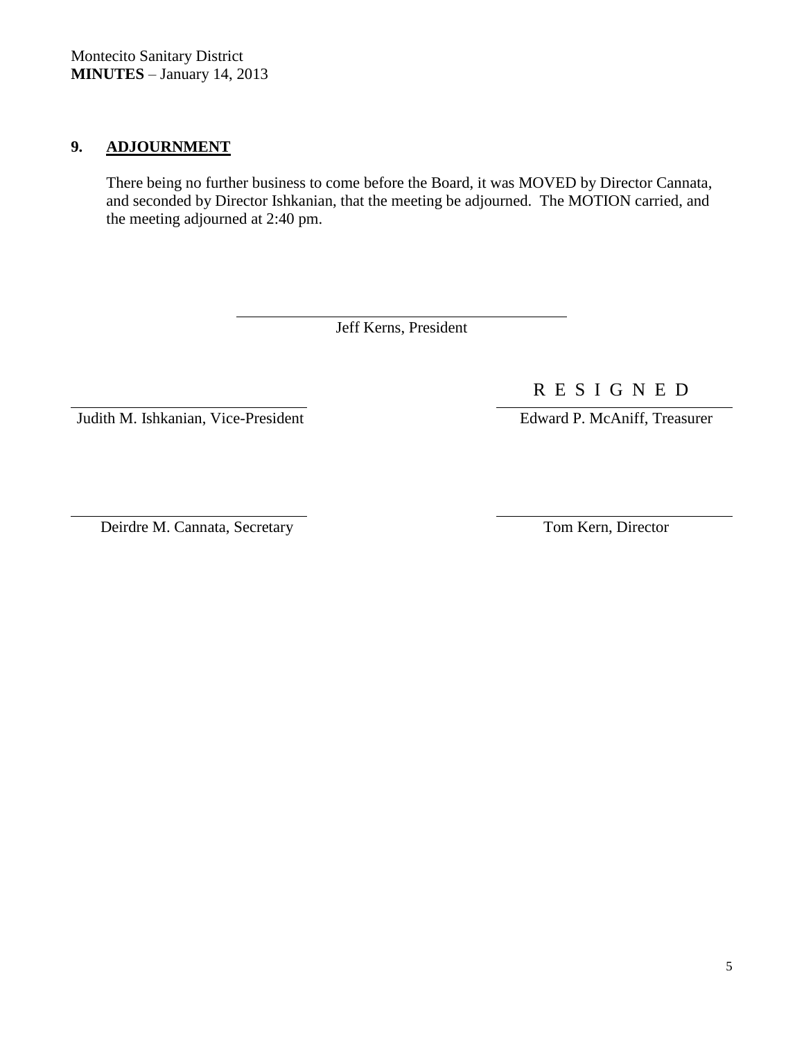## 9. ADJOURNMENT

There being no further business to come before the Board, it was MOVED by Director Cannata, and seconded by Director Ishkanian, that the meeting be adjourned. The MOTION carried, and the meeting adjourned at 2:40 pm.

Jeff Kerns, President

| | |
|---|---|
| | R E S I G N E D |
| Judith M. Ishkanian, Vice-President | Edward P. McAniff, Treasurer |
| Deirdre M. Cannata, Secretary | Tom Kern, Director |